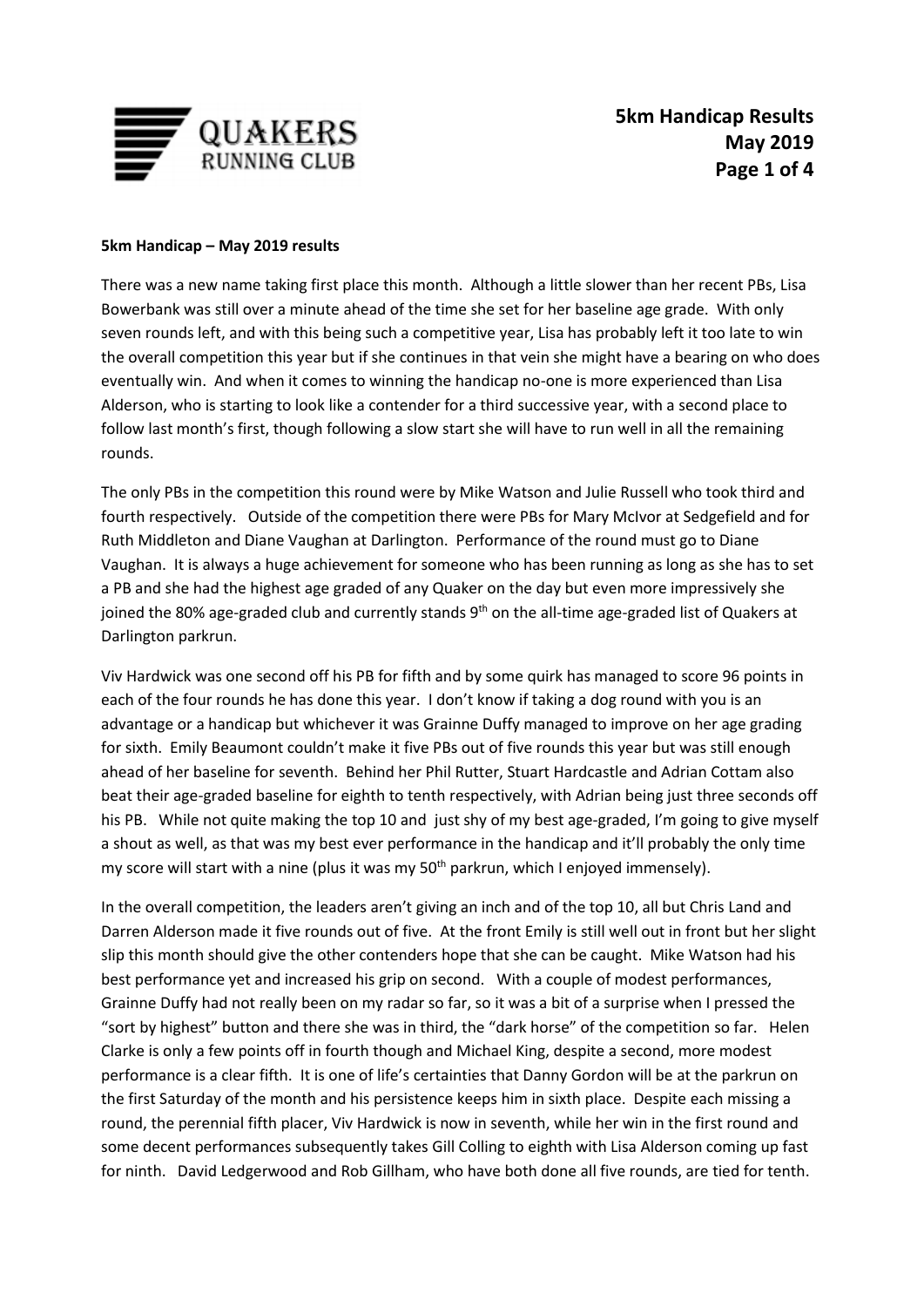**5km Handicap – May 2019 results**

There was a new name taking first place this month. Although a little slower than her recent PBs, Lisa Bowerbank was still over a minute ahead of the time she set for her baseline age grade. With only seven rounds left, and with this being such a competitive year, Lisa has probably left it too late to win the overall competition this year but if she continues in that vein she might have a bearing on who does eventually win. And when it comes to winning the handicap no-one is more experienced than Lisa Alderson, who is starting to look like a contender for a third successive year, with a second place to follow last month's first, though following a slow start she will have to run well in all the remaining rounds.

The only PBs in the competition this round were by Mike Watson and Julie Russell who took third and fourth respectively. Outside of the competition there were PBs for Mary McIvor at Sedgefield and for Ruth Middleton and Diane Vaughan at Darlington. Performance of the round must go to Diane Vaughan. It is always a huge achievement for someone who has been running as long as she has to set a PB and she had the highest age graded of any Quaker on the day but even more impressively she joined the 80% age-graded club and currently stands 9th on the all-time age-graded list of Quakers at Darlington parkrun.

Viv Hardwick was one second off his PB for fifth and by some quirk has managed to score 96 points in each of the four rounds he has done this year. I don't know if taking a dog round with you is an advantage or a handicap but whichever it was Grainne Duffy managed to improve on her age grading for sixth. Emily Beaumont couldn't make it five PBs out of five rounds this year but was still enough ahead of her baseline for seventh. Behind her Phil Rutter, Stuart Hardcastle and Adrian Cottam also beat their age-graded baseline for eighth to tenth respectively, with Adrian being just three seconds off his PB. While not quite making the top 10 and just shy of my best age-graded, I'm going to give myself a shout as well, as that was my best ever performance in the handicap and it'll probably the only time my score will start with a nine (plus it was my 50th parkrun, which I enjoyed immensely).

In the overall competition, the leaders aren't giving an inch and of the top 10, all but Chris Land and Darren Alderson made it five rounds out of five. At the front Emily is still well out in front but her slight slip this month should give the other contenders hope that she can be caught. Mike Watson had his best performance yet and increased his grip on second. With a couple of modest performances, Grainne Duffy had not really been on my radar so far, so it was a bit of a surprise when I pressed the "sort by highest" button and there she was in third, the "dark horse" of the competition so far. Helen Clarke is only a few points off in fourth though and Michael King, despite a second, more modest performance is a clear fifth. It is one of life's certainties that Danny Gordon will be at the parkrun on the first Saturday of the month and his persistence keeps him in sixth place. Despite each missing a round, the perennial fifth placer, Viv Hardwick is now in seventh, while her win in the first round and some decent performances subsequently takes Gill Colling to eighth with Lisa Alderson coming up fast for ninth. David Ledgerwood and Rob Gillham, who have both done all five rounds, are tied for tenth.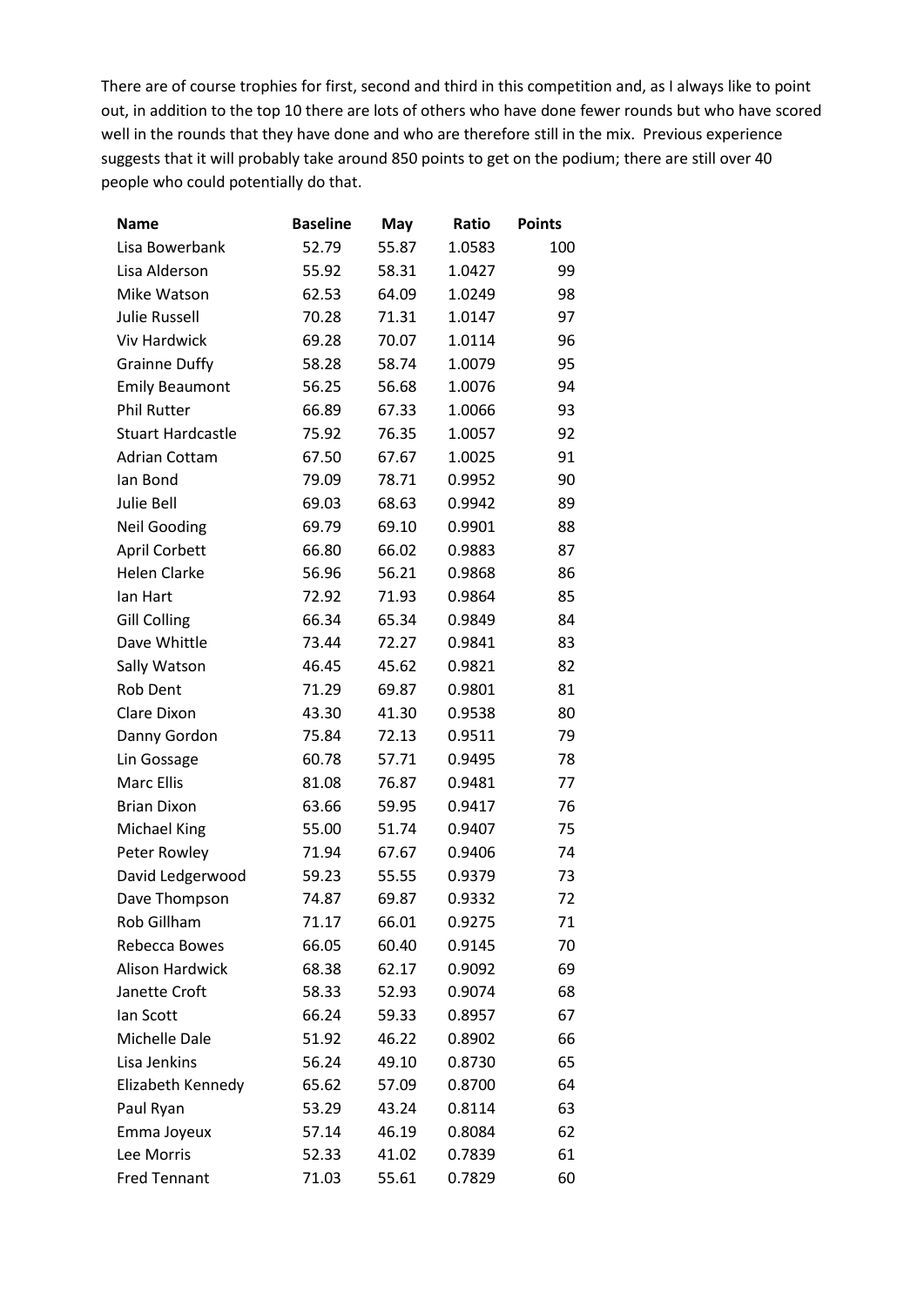There are of course trophies for first, second and third in this competition and, as I always like to point out, in addition to the top 10 there are lots of others who have done fewer rounds but who have scored well in the rounds that they have done and who are therefore still in the mix. Previous experience suggests that it will probably take around 850 points to get on the podium; there are still over 40 people who could potentially do that.

| Name | Baseline | May | Ratio | Points |
|---|---|---|---|---|
| Lisa Bowerbank | 52.79 | 55.87 | 1.0583 | 100 |
| Lisa Alderson | 55.92 | 58.31 | 1.0427 | 99 |
| Mike Watson | 62.53 | 64.09 | 1.0249 | 98 |
| Julie Russell | 70.28 | 71.31 | 1.0147 | 97 |
| Viv Hardwick | 69.28 | 70.07 | 1.0114 | 96 |
| Grainne Duffy | 58.28 | 58.74 | 1.0079 | 95 |
| Emily Beaumont | 56.25 | 56.68 | 1.0076 | 94 |
| Phil Rutter | 66.89 | 67.33 | 1.0066 | 93 |
| Stuart Hardcastle | 75.92 | 76.35 | 1.0057 | 92 |
| Adrian Cottam | 67.50 | 67.67 | 1.0025 | 91 |
| Ian Bond | 79.09 | 78.71 | 0.9952 | 90 |
| Julie Bell | 69.03 | 68.63 | 0.9942 | 89 |
| Neil Gooding | 69.79 | 69.10 | 0.9901 | 88 |
| April Corbett | 66.80 | 66.02 | 0.9883 | 87 |
| Helen Clarke | 56.96 | 56.21 | 0.9868 | 86 |
| Ian Hart | 72.92 | 71.93 | 0.9864 | 85 |
| Gill Colling | 66.34 | 65.34 | 0.9849 | 84 |
| Dave Whittle | 73.44 | 72.27 | 0.9841 | 83 |
| Sally Watson | 46.45 | 45.62 | 0.9821 | 82 |
| Rob Dent | 71.29 | 69.87 | 0.9801 | 81 |
| Clare Dixon | 43.30 | 41.30 | 0.9538 | 80 |
| Danny Gordon | 75.84 | 72.13 | 0.9511 | 79 |
| Lin Gossage | 60.78 | 57.71 | 0.9495 | 78 |
| Marc Ellis | 81.08 | 76.87 | 0.9481 | 77 |
| Brian Dixon | 63.66 | 59.95 | 0.9417 | 76 |
| Michael King | 55.00 | 51.74 | 0.9407 | 75 |
| Peter Rowley | 71.94 | 67.67 | 0.9406 | 74 |
| David Ledgerwood | 59.23 | 55.55 | 0.9379 | 73 |
| Dave Thompson | 74.87 | 69.87 | 0.9332 | 72 |
| Rob Gillham | 71.17 | 66.01 | 0.9275 | 71 |
| Rebecca Bowes | 66.05 | 60.40 | 0.9145 | 70 |
| Alison Hardwick | 68.38 | 62.17 | 0.9092 | 69 |
| Janette Croft | 58.33 | 52.93 | 0.9074 | 68 |
| Ian Scott | 66.24 | 59.33 | 0.8957 | 67 |
| Michelle Dale | 51.92 | 46.22 | 0.8902 | 66 |
| Lisa Jenkins | 56.24 | 49.10 | 0.8730 | 65 |
| Elizabeth Kennedy | 65.62 | 57.09 | 0.8700 | 64 |
| Paul Ryan | 53.29 | 43.24 | 0.8114 | 63 |
| Emma Joyeux | 57.14 | 46.19 | 0.8084 | 62 |
| Lee Morris | 52.33 | 41.02 | 0.7839 | 61 |
| Fred Tennant | 71.03 | 55.61 | 0.7829 | 60 |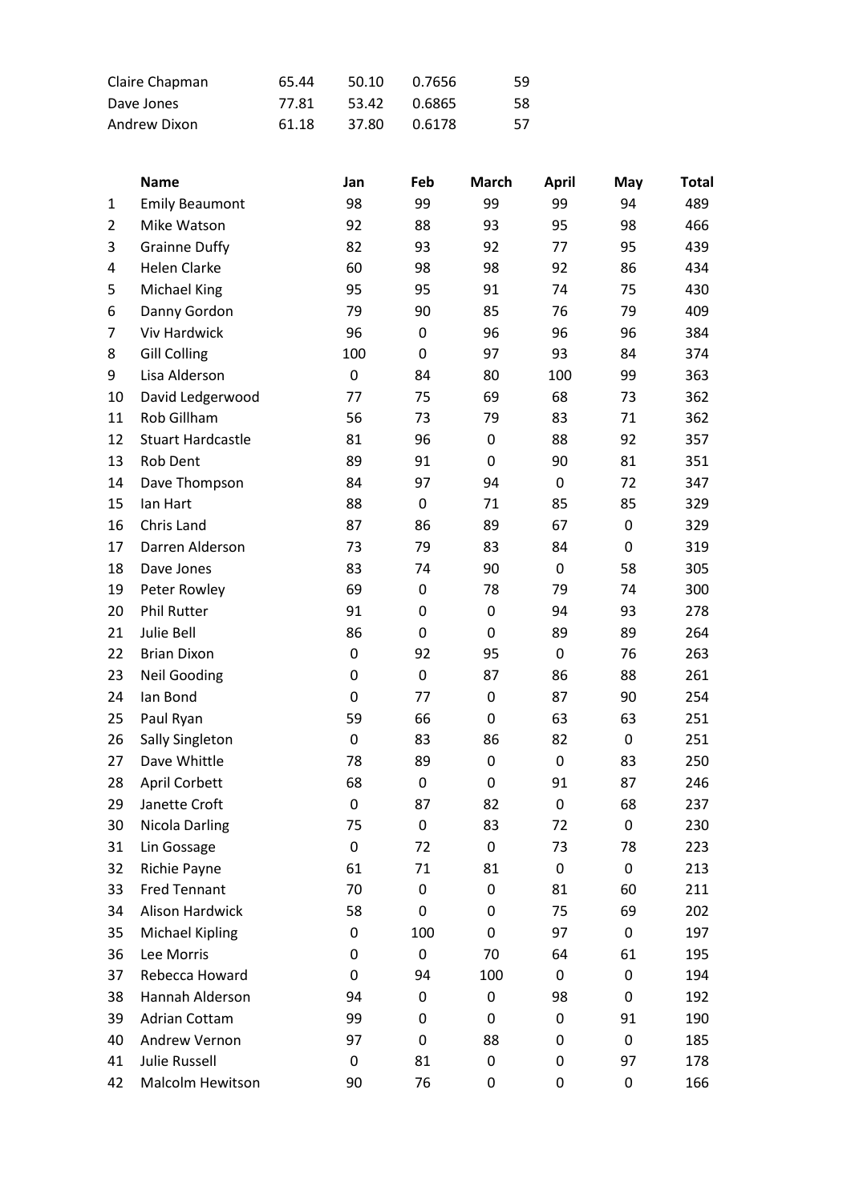| | | | | |
|---|---|---|---|---|
| Claire Chapman | 65.44 | 50.10 | 0.7656 | 59 |
| Dave Jones | 77.81 | 53.42 | 0.6865 | 58 |
| Andrew Dixon | 61.18 | 37.80 | 0.6178 | 57 |

| | Name | Jan | Feb | March | April | May | Total |
|---|---|---|---|---|---|---|---|
| 1 | Emily Beaumont | 98 | 99 | 99 | 99 | 94 | 489 |
| 2 | Mike Watson | 92 | 88 | 93 | 95 | 98 | 466 |
| 3 | Grainne Duffy | 82 | 93 | 92 | 77 | 95 | 439 |
| 4 | Helen Clarke | 60 | 98 | 98 | 92 | 86 | 434 |
| 5 | Michael King | 95 | 95 | 91 | 74 | 75 | 430 |
| 6 | Danny Gordon | 79 | 90 | 85 | 76 | 79 | 409 |
| 7 | Viv Hardwick | 96 | 0 | 96 | 96 | 96 | 384 |
| 8 | Gill Colling | 100 | 0 | 97 | 93 | 84 | 374 |
| 9 | Lisa Alderson | 0 | 84 | 80 | 100 | 99 | 363 |
| 10 | David Ledgerwood | 77 | 75 | 69 | 68 | 73 | 362 |
| 11 | Rob Gillham | 56 | 73 | 79 | 83 | 71 | 362 |
| 12 | Stuart Hardcastle | 81 | 96 | 0 | 88 | 92 | 357 |
| 13 | Rob Dent | 89 | 91 | 0 | 90 | 81 | 351 |
| 14 | Dave Thompson | 84 | 97 | 94 | 0 | 72 | 347 |
| 15 | Ian Hart | 88 | 0 | 71 | 85 | 85 | 329 |
| 16 | Chris Land | 87 | 86 | 89 | 67 | 0 | 329 |
| 17 | Darren Alderson | 73 | 79 | 83 | 84 | 0 | 319 |
| 18 | Dave Jones | 83 | 74 | 90 | 0 | 58 | 305 |
| 19 | Peter Rowley | 69 | 0 | 78 | 79 | 74 | 300 |
| 20 | Phil Rutter | 91 | 0 | 0 | 94 | 93 | 278 |
| 21 | Julie Bell | 86 | 0 | 0 | 89 | 89 | 264 |
| 22 | Brian Dixon | 0 | 92 | 95 | 0 | 76 | 263 |
| 23 | Neil Gooding | 0 | 0 | 87 | 86 | 88 | 261 |
| 24 | Ian Bond | 0 | 77 | 0 | 87 | 90 | 254 |
| 25 | Paul Ryan | 59 | 66 | 0 | 63 | 63 | 251 |
| 26 | Sally Singleton | 0 | 83 | 86 | 82 | 0 | 251 |
| 27 | Dave Whittle | 78 | 89 | 0 | 0 | 83 | 250 |
| 28 | April Corbett | 68 | 0 | 0 | 91 | 87 | 246 |
| 29 | Janette Croft | 0 | 87 | 82 | 0 | 68 | 237 |
| 30 | Nicola Darling | 75 | 0 | 83 | 72 | 0 | 230 |
| 31 | Lin Gossage | 0 | 72 | 0 | 73 | 78 | 223 |
| 32 | Richie Payne | 61 | 71 | 81 | 0 | 0 | 213 |
| 33 | Fred Tennant | 70 | 0 | 0 | 81 | 60 | 211 |
| 34 | Alison Hardwick | 58 | 0 | 0 | 75 | 69 | 202 |
| 35 | Michael Kipling | 0 | 100 | 0 | 97 | 0 | 197 |
| 36 | Lee Morris | 0 | 0 | 70 | 64 | 61 | 195 |
| 37 | Rebecca Howard | 0 | 94 | 100 | 0 | 0 | 194 |
| 38 | Hannah Alderson | 94 | 0 | 0 | 98 | 0 | 192 |
| 39 | Adrian Cottam | 99 | 0 | 0 | 0 | 91 | 190 |
| 40 | Andrew Vernon | 97 | 0 | 88 | 0 | 0 | 185 |
| 41 | Julie Russell | 0 | 81 | 0 | 0 | 97 | 178 |
| 42 | Malcolm Hewitson | 90 | 76 | 0 | 0 | 0 | 166 |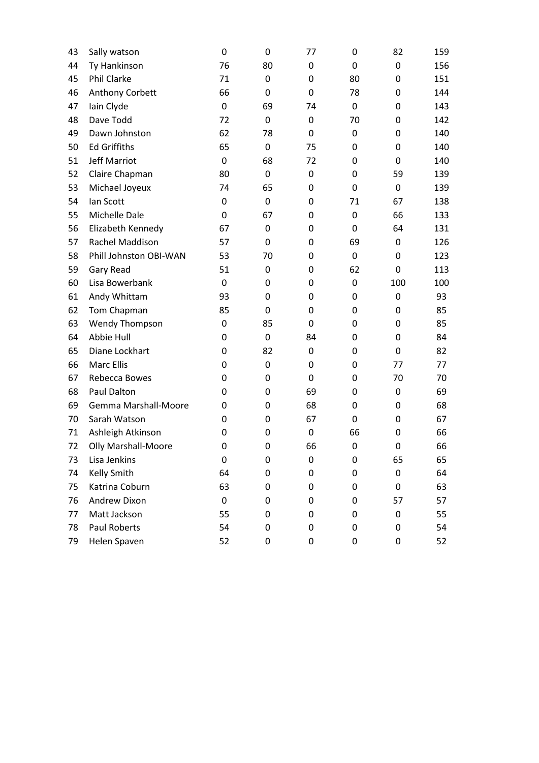| | | | | | | | |
|---|---|---|---|---|---|---|---|
| 43 | Sally watson | 0 | 0 | 77 | 0 | 82 | 159 |
| 44 | Ty Hankinson | 76 | 80 | 0 | 0 | 0 | 156 |
| 45 | Phil Clarke | 71 | 0 | 0 | 80 | 0 | 151 |
| 46 | Anthony Corbett | 66 | 0 | 0 | 78 | 0 | 144 |
| 47 | Iain Clyde | 0 | 69 | 74 | 0 | 0 | 143 |
| 48 | Dave Todd | 72 | 0 | 0 | 70 | 0 | 142 |
| 49 | Dawn Johnston | 62 | 78 | 0 | 0 | 0 | 140 |
| 50 | Ed Griffiths | 65 | 0 | 75 | 0 | 0 | 140 |
| 51 | Jeff Marriot | 0 | 68 | 72 | 0 | 0 | 140 |
| 52 | Claire Chapman | 80 | 0 | 0 | 0 | 59 | 139 |
| 53 | Michael Joyeux | 74 | 65 | 0 | 0 | 0 | 139 |
| 54 | Ian Scott | 0 | 0 | 0 | 71 | 67 | 138 |
| 55 | Michelle Dale | 0 | 67 | 0 | 0 | 66 | 133 |
| 56 | Elizabeth Kennedy | 67 | 0 | 0 | 0 | 64 | 131 |
| 57 | Rachel Maddison | 57 | 0 | 0 | 69 | 0 | 126 |
| 58 | Phill Johnston OBI-WAN | 53 | 70 | 0 | 0 | 0 | 123 |
| 59 | Gary Read | 51 | 0 | 0 | 62 | 0 | 113 |
| 60 | Lisa Bowerbank | 0 | 0 | 0 | 0 | 100 | 100 |
| 61 | Andy Whittam | 93 | 0 | 0 | 0 | 0 | 93 |
| 62 | Tom Chapman | 85 | 0 | 0 | 0 | 0 | 85 |
| 63 | Wendy Thompson | 0 | 85 | 0 | 0 | 0 | 85 |
| 64 | Abbie Hull | 0 | 0 | 84 | 0 | 0 | 84 |
| 65 | Diane Lockhart | 0 | 82 | 0 | 0 | 0 | 82 |
| 66 | Marc Ellis | 0 | 0 | 0 | 0 | 77 | 77 |
| 67 | Rebecca Bowes | 0 | 0 | 0 | 0 | 70 | 70 |
| 68 | Paul Dalton | 0 | 0 | 69 | 0 | 0 | 69 |
| 69 | Gemma Marshall-Moore | 0 | 0 | 68 | 0 | 0 | 68 |
| 70 | Sarah Watson | 0 | 0 | 67 | 0 | 0 | 67 |
| 71 | Ashleigh Atkinson | 0 | 0 | 0 | 66 | 0 | 66 |
| 72 | Olly Marshall-Moore | 0 | 0 | 66 | 0 | 0 | 66 |
| 73 | Lisa Jenkins | 0 | 0 | 0 | 0 | 65 | 65 |
| 74 | Kelly Smith | 64 | 0 | 0 | 0 | 0 | 64 |
| 75 | Katrina Coburn | 63 | 0 | 0 | 0 | 0 | 63 |
| 76 | Andrew Dixon | 0 | 0 | 0 | 0 | 57 | 57 |
| 77 | Matt Jackson | 55 | 0 | 0 | 0 | 0 | 55 |
| 78 | Paul Roberts | 54 | 0 | 0 | 0 | 0 | 54 |
| 79 | Helen Spaven | 52 | 0 | 0 | 0 | 0 | 52 |